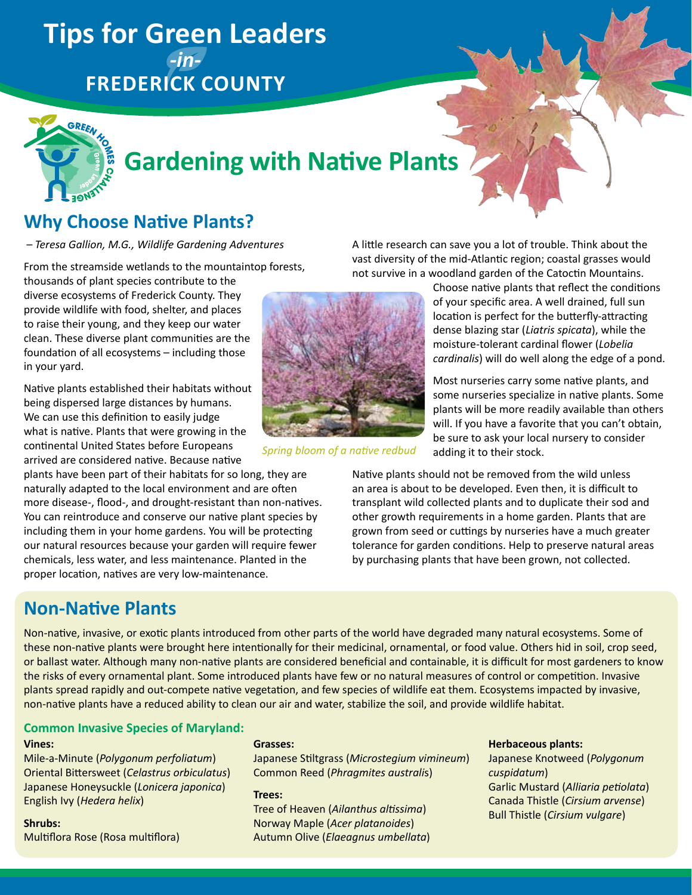# Tips for Green Leaders -in- FREDERICK COUNTY

# Gardening with Native Plants

## Why Choose Native Plants?

*– Teresa Gallion, M.G., Wildlife Gardening Adventures*

From the streamside wetlands to the mountaintop forests, thousands of plant species contribute to the diverse ecosystems of Frederick County. They provide wildlife with food, shelter, and places to raise their young, and they keep our water clean. These diverse plant communities are the foundation of all ecosystems – including those in your yard.

Native plants established their habitats without being dispersed large distances by humans. We can use this definition to easily judge what is native. Plants that were growing in the continental United States before Europeans arrived are considered native. Because native plants have been part of their habitats for so long, they are naturally adapted to the local environment and are often more disease-, flood-, and drought-resistant than non-natives. You can reintroduce and conserve our native plant species by including them in your home gardens. You will be protecting our natural resources because your garden will require fewer chemicals, less water, and less maintenance. Planted in the proper location, natives are very low-maintenance.

*Spring bloom of a native redbud*

A little research can save you a lot of trouble. Think about the vast diversity of the mid-Atlantic region; coastal grasses would not survive in a woodland garden of the Catoctin Mountains. Choose native plants that reflect the conditions of your specific area. A well drained, full sun location is perfect for the butterfly-attracting dense blazing star (*Liatris spicata*), while the moisture-tolerant cardinal flower (*Lobelia cardinalis*) will do well along the edge of a pond.

Most nurseries carry some native plants, and some nurseries specialize in native plants. Some plants will be more readily available than others will. If you have a favorite that you can't obtain, be sure to ask your local nursery to consider adding it to their stock.

Native plants should not be removed from the wild unless an area is about to be developed. Even then, it is difficult to transplant wild collected plants and to duplicate their sod and other growth requirements in a home garden. Plants that are grown from seed or cuttings by nurseries have a much greater tolerance for garden conditions. Help to preserve natural areas by purchasing plants that have been grown, not collected.

## Non-Native Plants

Non-native, invasive, or exotic plants introduced from other parts of the world have degraded many natural ecosystems. Some of these non-native plants were brought here intentionally for their medicinal, ornamental, or food value. Others hid in soil, crop seed, or ballast water. Although many non-native plants are considered beneficial and containable, it is difficult for most gardeners to know the risks of every ornamental plant. Some introduced plants have few or no natural measures of control or competition. Invasive plants spread rapidly and out-compete native vegetation, and few species of wildlife eat them. Ecosystems impacted by invasive, non-native plants have a reduced ability to clean our air and water, stabilize the soil, and provide wildlife habitat.

### Common Invasive Species of Maryland:

**Vines:**
Mile-a-Minute (*Polygonum perfoliatum*)
Oriental Bittersweet (*Celastrus orbiculatus*)
Japanese Honeysuckle (*Lonicera japonica*)
English Ivy (*Hedera helix*)

**Shrubs:**
Multiflora Rose (Rosa multiflora)

**Grasses:**
Japanese Stiltgrass (*Microstegium vimineum*)
Common Reed (*Phragmites australis*)

**Trees:**
Tree of Heaven (*Ailanthus altissima*)
Norway Maple (*Acer platanoides*)
Autumn Olive (*Elaeagnus umbellata*)

**Herbaceous plants:**
Japanese Knotweed (*Polygonum cuspidatum*)
Garlic Mustard (*Alliaria petiolata*)
Canada Thistle (*Cirsium arvense*)
Bull Thistle (*Cirsium vulgare*)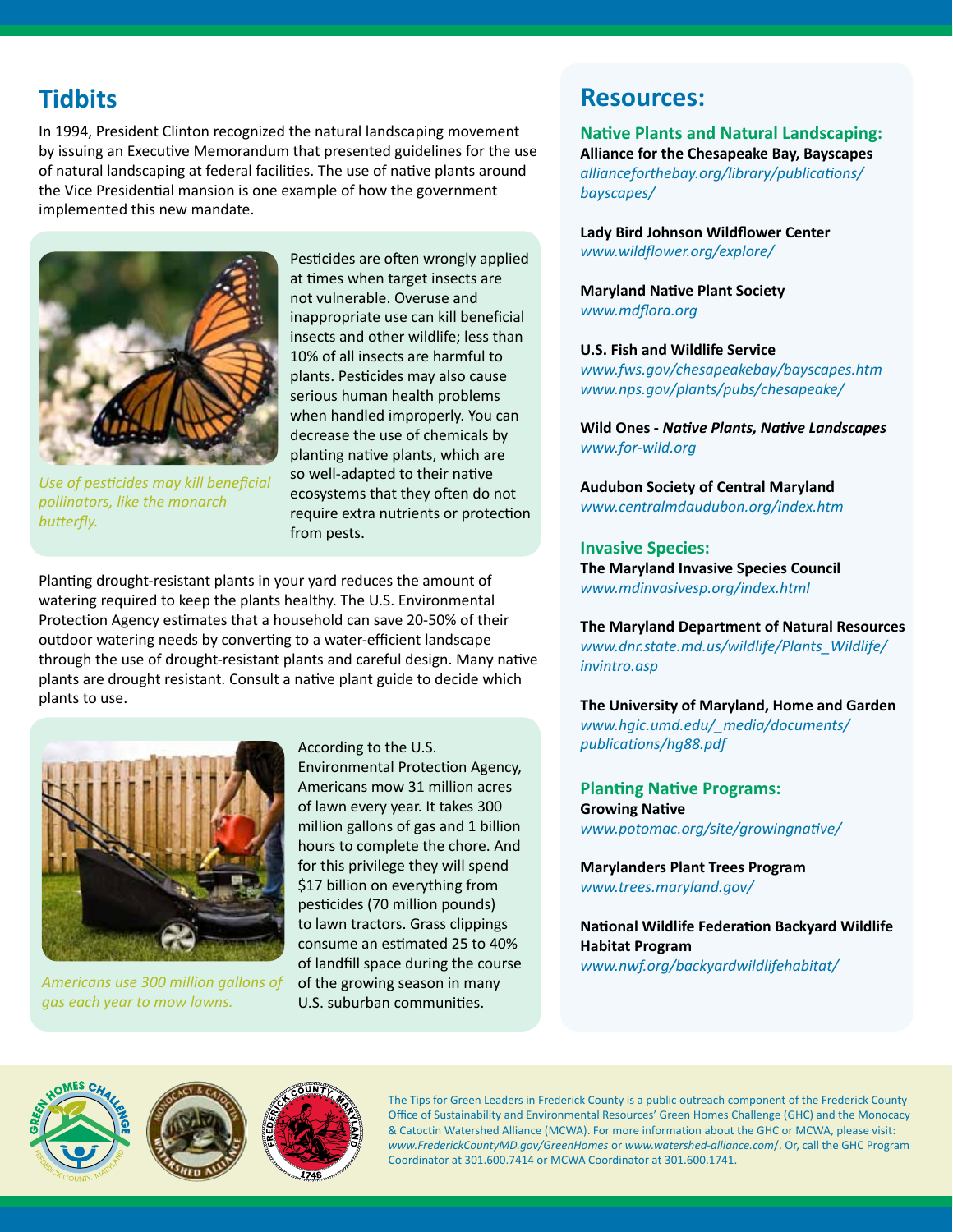## Tidbits

In 1994, President Clinton recognized the natural landscaping movement by issuing an Executive Memorandum that presented guidelines for the use of natural landscaping at federal facilities. The use of native plants around the Vice Presidential mansion is one example of how the government implemented this new mandate.

Pesticides are often wrongly applied at times when target insects are not vulnerable. Overuse and inappropriate use can kill beneficial insects and other wildlife; less than 10% of all insects are harmful to plants. Pesticides may also cause serious human health problems when handled improperly. You can decrease the use of chemicals by planting native plants, which are so well-adapted to their native ecosystems that they often do not require extra nutrients or protection from pests.

*Use of pesticides may kill beneficial pollinators, like the monarch butterfly.*

Planting drought-resistant plants in your yard reduces the amount of watering required to keep the plants healthy. The U.S. Environmental Protection Agency estimates that a household can save 20-50% of their outdoor watering needs by converting to a water-efficient landscape through the use of drought-resistant plants and careful design. Many native plants are drought resistant. Consult a native plant guide to decide which plants to use.

According to the U.S. Environmental Protection Agency, Americans mow 31 million acres of lawn every year. It takes 300 million gallons of gas and 1 billion hours to complete the chore. And for this privilege they will spend $17 billion on everything from pesticides (70 million pounds) to lawn tractors. Grass clippings consume an estimated 25 to 40% of landfill space during the course of the growing season in many U.S. suburban communities.

*Americans use 300 million gallons of gas each year to mow lawns.*

## Resources:

### Native Plants and Natural Landscaping:

**Alliance for the Chesapeake Bay, Bayscapes**
*allianceforthebay.org/library/publications/bayscapes/*

**Lady Bird Johnson Wildflower Center**
*www.wildflower.org/explore/*

**Maryland Native Plant Society**
*www.mdflora.org*

**U.S. Fish and Wildlife Service**
*www.fws.gov/chesapeakebay/bayscapes.htm*
*www.nps.gov/plants/pubs/chesapeake/*

**Wild Ones - *Native Plants, Native Landscapes***
*www.for-wild.org*

**Audubon Society of Central Maryland**
*www.centralmdaudubon.org/index.htm*

### Invasive Species:

**The Maryland Invasive Species Council**
*www.mdinvasivesp.org/index.html*

**The Maryland Department of Natural Resources**
*www.dnr.state.md.us/wildlife/Plants_Wildlife/invintro.asp*

**The University of Maryland, Home and Garden**
*www.hgic.umd.edu/_media/documents/publications/hg88.pdf*

### Planting Native Programs:

**Growing Native**
*www.potomac.org/site/growingnative/*

**Marylanders Plant Trees Program**
*www.trees.maryland.gov/*

**National Wildlife Federation Backyard Wildlife Habitat Program**
*www.nwf.org/backyardwildlifehabitat/*

The Tips for Green Leaders in Frederick County is a public outreach component of the Frederick County Office of Sustainability and Environmental Resources' Green Homes Challenge (GHC) and the Monocacy & Catoctin Watershed Alliance (MCWA). For more information about the GHC or MCWA, please visit: *www.FrederickCountyMD.gov/GreenHomes* or *www.watershed-alliance.com/*. Or, call the GHC Program Coordinator at 301.600.7414 or MCWA Coordinator at 301.600.1741.